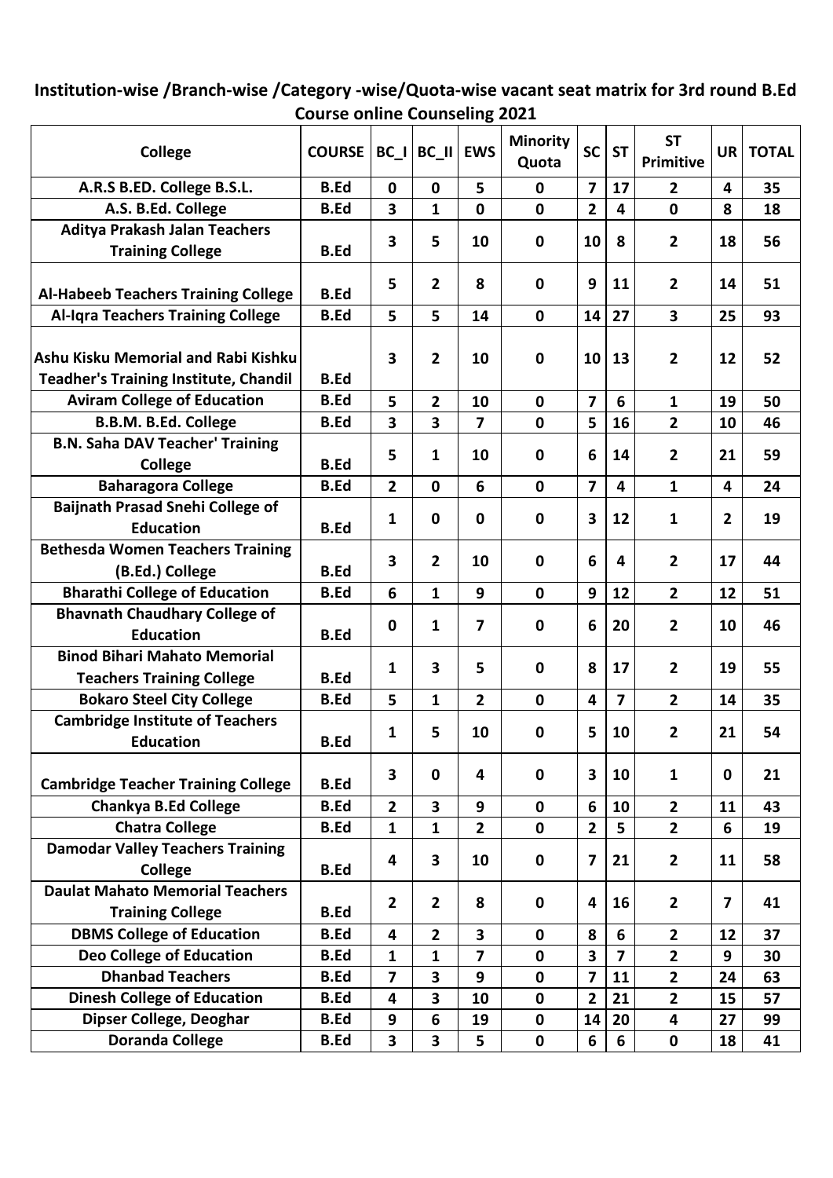# Institution-wise /Branch-wise /Category -wise/Quota-wise vacant seat matrix for 3rd round B.Ed Course online Counseling 2021

| College | COURSE | BC_I | BC_II | EWS | Minority Quota | SC | ST | ST Primitive | UR | TOTAL |
|---|---|---|---|---|---|---|---|---|---|---|
| A.R.S B.ED. College B.S.L. | B.Ed | 0 | 0 | 5 | 0 | 7 | 17 | 2 | 4 | 35 |
| A.S. B.Ed. College | B.Ed | 3 | 1 | 0 | 0 | 2 | 4 | 0 | 8 | 18 |
| Aditya Prakash Jalan Teachers Training College | B.Ed | 3 | 5 | 10 | 0 | 10 | 8 | 2 | 18 | 56 |
| Al-Habeeb Teachers Training College | B.Ed | 5 | 2 | 8 | 0 | 9 | 11 | 2 | 14 | 51 |
| Al-Iqra Teachers Training College | B.Ed | 5 | 5 | 14 | 0 | 14 | 27 | 3 | 25 | 93 |
| Ashu Kisku Memorial and Rabi Kishku Teadher's Training Institute, Chandil | B.Ed | 3 | 2 | 10 | 0 | 10 | 13 | 2 | 12 | 52 |
| Aviram College of Education | B.Ed | 5 | 2 | 10 | 0 | 7 | 6 | 1 | 19 | 50 |
| B.B.M. B.Ed. College | B.Ed | 3 | 3 | 7 | 0 | 5 | 16 | 2 | 10 | 46 |
| B.N. Saha DAV Teacher' Training College | B.Ed | 5 | 1 | 10 | 0 | 6 | 14 | 2 | 21 | 59 |
| Baharagora College | B.Ed | 2 | 0 | 6 | 0 | 7 | 4 | 1 | 4 | 24 |
| Baijnath Prasad Snehi College of Education | B.Ed | 1 | 0 | 0 | 0 | 3 | 12 | 1 | 2 | 19 |
| Bethesda Women Teachers Training (B.Ed.) College | B.Ed | 3 | 2 | 10 | 0 | 6 | 4 | 2 | 17 | 44 |
| Bharathi College of Education | B.Ed | 6 | 1 | 9 | 0 | 9 | 12 | 2 | 12 | 51 |
| Bhavnath Chaudhary College of Education | B.Ed | 0 | 1 | 7 | 0 | 6 | 20 | 2 | 10 | 46 |
| Binod Bihari Mahato Memorial Teachers Training College | B.Ed | 1 | 3 | 5 | 0 | 8 | 17 | 2 | 19 | 55 |
| Bokaro Steel City College | B.Ed | 5 | 1 | 2 | 0 | 4 | 7 | 2 | 14 | 35 |
| Cambridge Institute of Teachers Education | B.Ed | 1 | 5 | 10 | 0 | 5 | 10 | 2 | 21 | 54 |
| Cambridge Teacher Training College | B.Ed | 3 | 0 | 4 | 0 | 3 | 10 | 1 | 0 | 21 |
| Chankya B.Ed College | B.Ed | 2 | 3 | 9 | 0 | 6 | 10 | 2 | 11 | 43 |
| Chatra College | B.Ed | 1 | 1 | 2 | 0 | 2 | 5 | 2 | 6 | 19 |
| Damodar Valley Teachers Training College | B.Ed | 4 | 3 | 10 | 0 | 7 | 21 | 2 | 11 | 58 |
| Daulat Mahato Memorial Teachers Training College | B.Ed | 2 | 2 | 8 | 0 | 4 | 16 | 2 | 7 | 41 |
| DBMS College of Education | B.Ed | 4 | 2 | 3 | 0 | 8 | 6 | 2 | 12 | 37 |
| Deo College of Education | B.Ed | 1 | 1 | 7 | 0 | 3 | 7 | 2 | 9 | 30 |
| Dhanbad Teachers | B.Ed | 7 | 3 | 9 | 0 | 7 | 11 | 2 | 24 | 63 |
| Dinesh College of Education | B.Ed | 4 | 3 | 10 | 0 | 2 | 21 | 2 | 15 | 57 |
| Dipser College, Deoghar | B.Ed | 9 | 6 | 19 | 0 | 14 | 20 | 4 | 27 | 99 |
| Doranda College | B.Ed | 3 | 3 | 5 | 0 | 6 | 6 | 0 | 18 | 41 |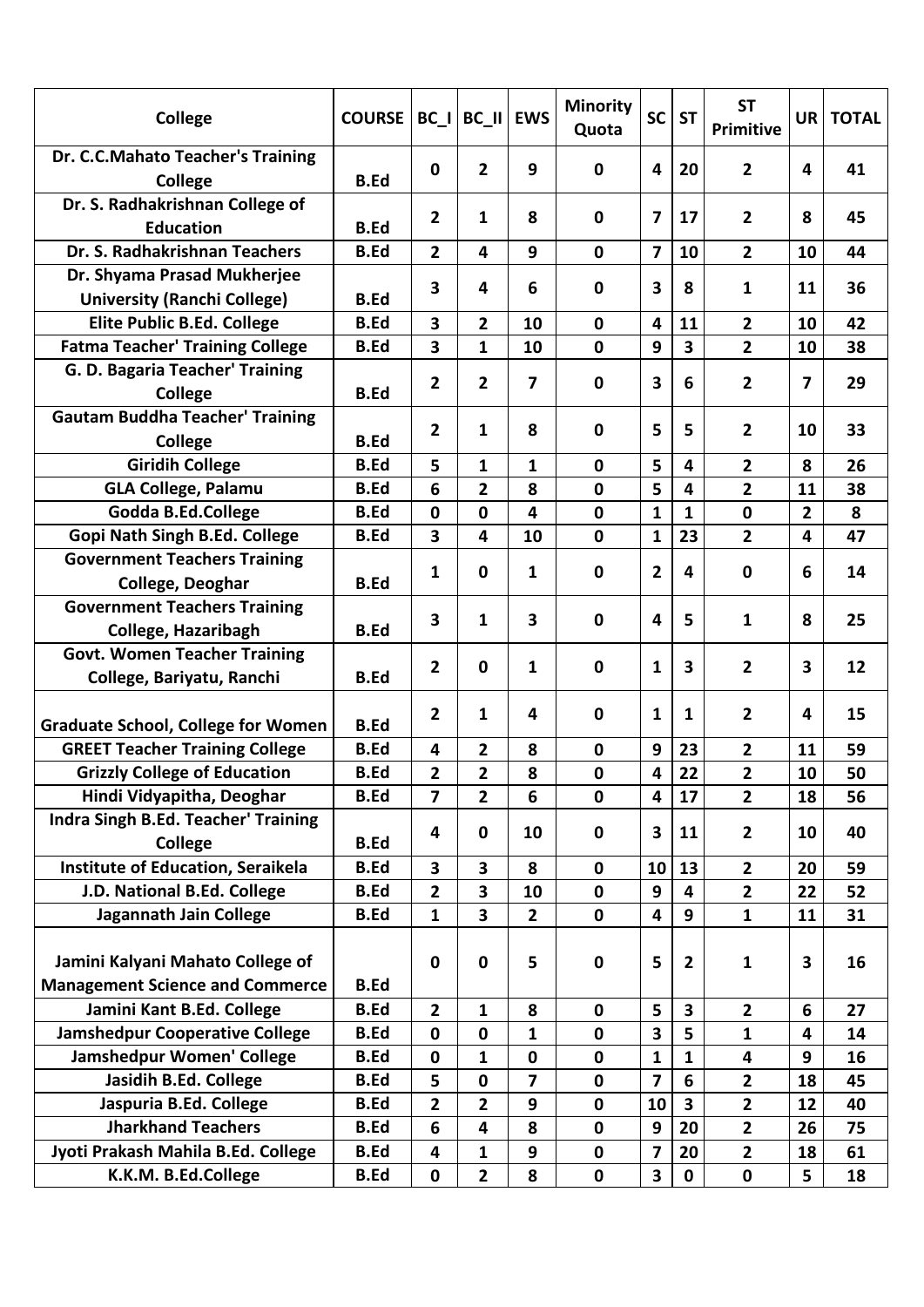| College | COURSE | BC_I | BC_II | EWS | Minority Quota | SC | ST | ST Primitive | UR | TOTAL |
|---|---|---|---|---|---|---|---|---|---|---|
| Dr. C.C.Mahato Teacher's Training College | B.Ed | 0 | 2 | 9 | 0 | 4 | 20 | 2 | 4 | 41 |
| Dr. S. Radhakrishnan College of Education | B.Ed | 2 | 1 | 8 | 0 | 7 | 17 | 2 | 8 | 45 |
| Dr. S. Radhakrishnan Teachers | B.Ed | 2 | 4 | 9 | 0 | 7 | 10 | 2 | 10 | 44 |
| Dr. Shyama Prasad Mukherjee University (Ranchi College) | B.Ed | 3 | 4 | 6 | 0 | 3 | 8 | 1 | 11 | 36 |
| Elite Public B.Ed. College | B.Ed | 3 | 2 | 10 | 0 | 4 | 11 | 2 | 10 | 42 |
| Fatma Teacher' Training College | B.Ed | 3 | 1 | 10 | 0 | 9 | 3 | 2 | 10 | 38 |
| G. D. Bagaria Teacher' Training College | B.Ed | 2 | 2 | 7 | 0 | 3 | 6 | 2 | 7 | 29 |
| Gautam Buddha Teacher' Training College | B.Ed | 2 | 1 | 8 | 0 | 5 | 5 | 2 | 10 | 33 |
| Giridih College | B.Ed | 5 | 1 | 1 | 0 | 5 | 4 | 2 | 8 | 26 |
| GLA College, Palamu | B.Ed | 6 | 2 | 8 | 0 | 5 | 4 | 2 | 11 | 38 |
| Godda B.Ed.College | B.Ed | 0 | 0 | 4 | 0 | 1 | 1 | 0 | 2 | 8 |
| Gopi Nath Singh B.Ed. College | B.Ed | 3 | 4 | 10 | 0 | 1 | 23 | 2 | 4 | 47 |
| Government Teachers Training College, Deoghar | B.Ed | 1 | 0 | 1 | 0 | 2 | 4 | 0 | 6 | 14 |
| Government Teachers Training College, Hazaribagh | B.Ed | 3 | 1 | 3 | 0 | 4 | 5 | 1 | 8 | 25 |
| Govt. Women Teacher Training College, Bariyatu, Ranchi | B.Ed | 2 | 0 | 1 | 0 | 1 | 3 | 2 | 3 | 12 |
| Graduate School, College for Women | B.Ed | 2 | 1 | 4 | 0 | 1 | 1 | 2 | 4 | 15 |
| GREET Teacher Training College | B.Ed | 4 | 2 | 8 | 0 | 9 | 23 | 2 | 11 | 59 |
| Grizzly College of Education | B.Ed | 2 | 2 | 8 | 0 | 4 | 22 | 2 | 10 | 50 |
| Hindi Vidyapitha, Deoghar | B.Ed | 7 | 2 | 6 | 0 | 4 | 17 | 2 | 18 | 56 |
| Indra Singh B.Ed. Teacher' Training College | B.Ed | 4 | 0 | 10 | 0 | 3 | 11 | 2 | 10 | 40 |
| Institute of Education, Seraikela | B.Ed | 3 | 3 | 8 | 0 | 10 | 13 | 2 | 20 | 59 |
| J.D. National B.Ed. College | B.Ed | 2 | 3 | 10 | 0 | 9 | 4 | 2 | 22 | 52 |
| Jagannath Jain College | B.Ed | 1 | 3 | 2 | 0 | 4 | 9 | 1 | 11 | 31 |
| Jamini Kalyani Mahato College of Management Science and Commerce | B.Ed | 0 | 0 | 5 | 0 | 5 | 2 | 1 | 3 | 16 |
| Jamini Kant B.Ed. College | B.Ed | 2 | 1 | 8 | 0 | 5 | 3 | 2 | 6 | 27 |
| Jamshedpur Cooperative College | B.Ed | 0 | 0 | 1 | 0 | 3 | 5 | 1 | 4 | 14 |
| Jamshedpur Women' College | B.Ed | 0 | 1 | 0 | 0 | 1 | 1 | 4 | 9 | 16 |
| Jasidih B.Ed. College | B.Ed | 5 | 0 | 7 | 0 | 7 | 6 | 2 | 18 | 45 |
| Jaspuria B.Ed. College | B.Ed | 2 | 2 | 9 | 0 | 10 | 3 | 2 | 12 | 40 |
| Jharkhand Teachers | B.Ed | 6 | 4 | 8 | 0 | 9 | 20 | 2 | 26 | 75 |
| Jyoti Prakash Mahila B.Ed. College | B.Ed | 4 | 1 | 9 | 0 | 7 | 20 | 2 | 18 | 61 |
| K.K.M. B.Ed.College | B.Ed | 0 | 2 | 8 | 0 | 3 | 0 | 0 | 5 | 18 |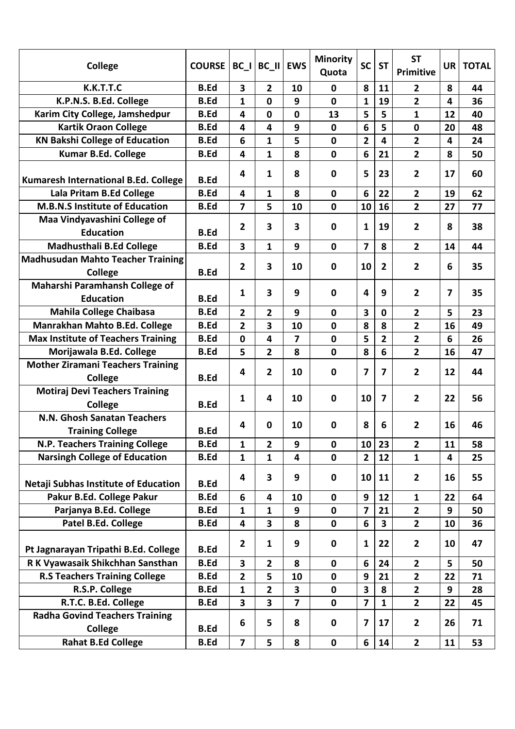| College | COURSE | BC_I | BC_II | EWS | Minority Quota | SC | ST | ST Primitive | UR | TOTAL |
|---|---|---|---|---|---|---|---|---|---|---|
| K.K.T.T.C | B.Ed | 3 | 2 | 10 | 0 | 8 | 11 | 2 | 8 | 44 |
| K.P.N.S. B.Ed. College | B.Ed | 1 | 0 | 9 | 0 | 1 | 19 | 2 | 4 | 36 |
| Karim City College, Jamshedpur | B.Ed | 4 | 0 | 0 | 13 | 5 | 5 | 1 | 12 | 40 |
| Kartik Oraon College | B.Ed | 4 | 4 | 9 | 0 | 6 | 5 | 0 | 20 | 48 |
| KN Bakshi College of Education | B.Ed | 6 | 1 | 5 | 0 | 2 | 4 | 2 | 4 | 24 |
| Kumar B.Ed. College | B.Ed | 4 | 1 | 8 | 0 | 6 | 21 | 2 | 8 | 50 |
| Kumaresh International B.Ed. College | B.Ed | 4 | 1 | 8 | 0 | 5 | 23 | 2 | 17 | 60 |
| Lala Pritam B.Ed College | B.Ed | 4 | 1 | 8 | 0 | 6 | 22 | 2 | 19 | 62 |
| M.B.N.S Institute of Education | B.Ed | 7 | 5 | 10 | 0 | 10 | 16 | 2 | 27 | 77 |
| Maa Vindyavashini College of Education | B.Ed | 2 | 3 | 3 | 0 | 1 | 19 | 2 | 8 | 38 |
| Madhusthali B.Ed College | B.Ed | 3 | 1 | 9 | 0 | 7 | 8 | 2 | 14 | 44 |
| Madhusudan Mahto Teacher Training College | B.Ed | 2 | 3 | 10 | 0 | 10 | 2 | 2 | 6 | 35 |
| Maharshi Paramhansh College of Education | B.Ed | 1 | 3 | 9 | 0 | 4 | 9 | 2 | 7 | 35 |
| Mahila College Chaibasa | B.Ed | 2 | 2 | 9 | 0 | 3 | 0 | 2 | 5 | 23 |
| Manrakhan Mahto B.Ed. College | B.Ed | 2 | 3 | 10 | 0 | 8 | 8 | 2 | 16 | 49 |
| Max Institute of Teachers Training | B.Ed | 0 | 4 | 7 | 0 | 5 | 2 | 2 | 6 | 26 |
| Morijawala B.Ed. College | B.Ed | 5 | 2 | 8 | 0 | 8 | 6 | 2 | 16 | 47 |
| Mother Ziramani Teachers Training College | B.Ed | 4 | 2 | 10 | 0 | 7 | 7 | 2 | 12 | 44 |
| Motiraj Devi Teachers Training College | B.Ed | 1 | 4 | 10 | 0 | 10 | 7 | 2 | 22 | 56 |
| N.N. Ghosh Sanatan Teachers Training College | B.Ed | 4 | 0 | 10 | 0 | 8 | 6 | 2 | 16 | 46 |
| N.P. Teachers Training College | B.Ed | 1 | 2 | 9 | 0 | 10 | 23 | 2 | 11 | 58 |
| Narsingh College of Education | B.Ed | 1 | 1 | 4 | 0 | 2 | 12 | 1 | 4 | 25 |
| Netaji Subhas Institute of Education | B.Ed | 4 | 3 | 9 | 0 | 10 | 11 | 2 | 16 | 55 |
| Pakur B.Ed. College Pakur | B.Ed | 6 | 4 | 10 | 0 | 9 | 12 | 1 | 22 | 64 |
| Parjanya B.Ed. College | B.Ed | 1 | 1 | 9 | 0 | 7 | 21 | 2 | 9 | 50 |
| Patel B.Ed. College | B.Ed | 4 | 3 | 8 | 0 | 6 | 3 | 2 | 10 | 36 |
| Pt Jagnarayan Tripathi B.Ed. College | B.Ed | 2 | 1 | 9 | 0 | 1 | 22 | 2 | 10 | 47 |
| R K Vyawasaik Shikchhan Sansthan | B.Ed | 3 | 2 | 8 | 0 | 6 | 24 | 2 | 5 | 50 |
| R.S Teachers Training College | B.Ed | 2 | 5 | 10 | 0 | 9 | 21 | 2 | 22 | 71 |
| R.S.P. College | B.Ed | 1 | 2 | 3 | 0 | 3 | 8 | 2 | 9 | 28 |
| R.T.C. B.Ed. College | B.Ed | 3 | 3 | 7 | 0 | 7 | 1 | 2 | 22 | 45 |
| Radha Govind Teachers Training College | B.Ed | 6 | 5 | 8 | 0 | 7 | 17 | 2 | 26 | 71 |
| Rahat B.Ed College | B.Ed | 7 | 5 | 8 | 0 | 6 | 14 | 2 | 11 | 53 |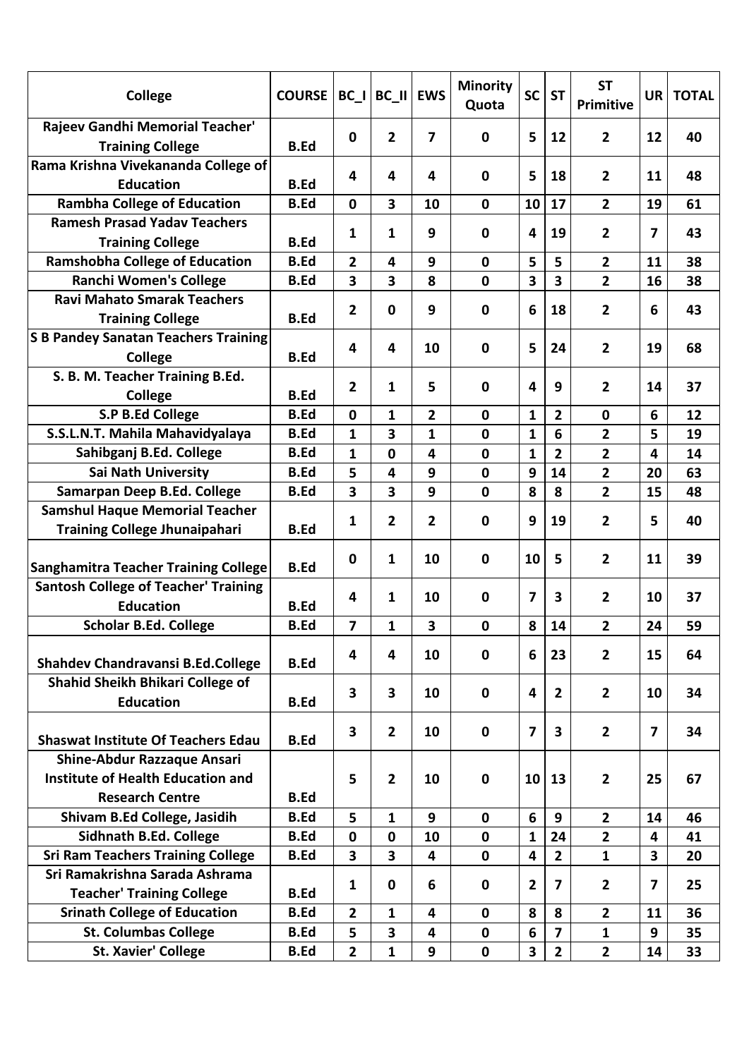| College | COURSE | BC_I | BC_II | EWS | Minority Quota | SC | ST | ST Primitive | UR | TOTAL |
|---|---|---|---|---|---|---|---|---|---|---|
| Rajeev Gandhi Memorial Teacher' Training College | B.Ed | 0 | 2 | 7 | 0 | 5 | 12 | 2 | 12 | 40 |
| Rama Krishna Vivekananda College of Education | B.Ed | 4 | 4 | 4 | 0 | 5 | 18 | 2 | 11 | 48 |
| Rambha College of Education | B.Ed | 0 | 3 | 10 | 0 | 10 | 17 | 2 | 19 | 61 |
| Ramesh Prasad Yadav Teachers Training College | B.Ed | 1 | 1 | 9 | 0 | 4 | 19 | 2 | 7 | 43 |
| Ramshobha College of Education | B.Ed | 2 | 4 | 9 | 0 | 5 | 5 | 2 | 11 | 38 |
| Ranchi Women's College | B.Ed | 3 | 3 | 8 | 0 | 3 | 3 | 2 | 16 | 38 |
| Ravi Mahato Smarak Teachers Training College | B.Ed | 2 | 0 | 9 | 0 | 6 | 18 | 2 | 6 | 43 |
| S B Pandey Sanatan Teachers Training College | B.Ed | 4 | 4 | 10 | 0 | 5 | 24 | 2 | 19 | 68 |
| S. B. M. Teacher Training B.Ed. College | B.Ed | 2 | 1 | 5 | 0 | 4 | 9 | 2 | 14 | 37 |
| S.P B.Ed College | B.Ed | 0 | 1 | 2 | 0 | 1 | 2 | 0 | 6 | 12 |
| S.S.L.N.T. Mahila Mahavidyalaya | B.Ed | 1 | 3 | 1 | 0 | 1 | 6 | 2 | 5 | 19 |
| Sahibganj B.Ed. College | B.Ed | 1 | 0 | 4 | 0 | 1 | 2 | 2 | 4 | 14 |
| Sai Nath University | B.Ed | 5 | 4 | 9 | 0 | 9 | 14 | 2 | 20 | 63 |
| Samarpan Deep B.Ed. College | B.Ed | 3 | 3 | 9 | 0 | 8 | 8 | 2 | 15 | 48 |
| Samshul Haque Memorial Teacher Training College Jhunaipahari | B.Ed | 1 | 2 | 2 | 0 | 9 | 19 | 2 | 5 | 40 |
| Sanghamitra Teacher Training College | B.Ed | 0 | 1 | 10 | 0 | 10 | 5 | 2 | 11 | 39 |
| Santosh College of Teacher' Training Education | B.Ed | 4 | 1 | 10 | 0 | 7 | 3 | 2 | 10 | 37 |
| Scholar B.Ed. College | B.Ed | 7 | 1 | 3 | 0 | 8 | 14 | 2 | 24 | 59 |
| Shahdev Chandravansi B.Ed.College | B.Ed | 4 | 4 | 10 | 0 | 6 | 23 | 2 | 15 | 64 |
| Shahid Sheikh Bhikari College of Education | B.Ed | 3 | 3 | 10 | 0 | 4 | 2 | 2 | 10 | 34 |
| Shaswat Institute Of Teachers Edau | B.Ed | 3 | 2 | 10 | 0 | 7 | 3 | 2 | 7 | 34 |
| Shine-Abdur Razzaque Ansari Institute of Health Education and Research Centre | B.Ed | 5 | 2 | 10 | 0 | 10 | 13 | 2 | 25 | 67 |
| Shivam B.Ed College, Jasidih | B.Ed | 5 | 1 | 9 | 0 | 6 | 9 | 2 | 14 | 46 |
| Sidhnath B.Ed. College | B.Ed | 0 | 0 | 10 | 0 | 1 | 24 | 2 | 4 | 41 |
| Sri Ram Teachers Training College | B.Ed | 3 | 3 | 4 | 0 | 4 | 2 | 1 | 3 | 20 |
| Sri Ramakrishna Sarada Ashrama Teacher' Training College | B.Ed | 1 | 0 | 6 | 0 | 2 | 7 | 2 | 7 | 25 |
| Srinath College of Education | B.Ed | 2 | 1 | 4 | 0 | 8 | 8 | 2 | 11 | 36 |
| St. Columbas College | B.Ed | 5 | 3 | 4 | 0 | 6 | 7 | 1 | 9 | 35 |
| St. Xavier' College | B.Ed | 2 | 1 | 9 | 0 | 3 | 2 | 2 | 14 | 33 |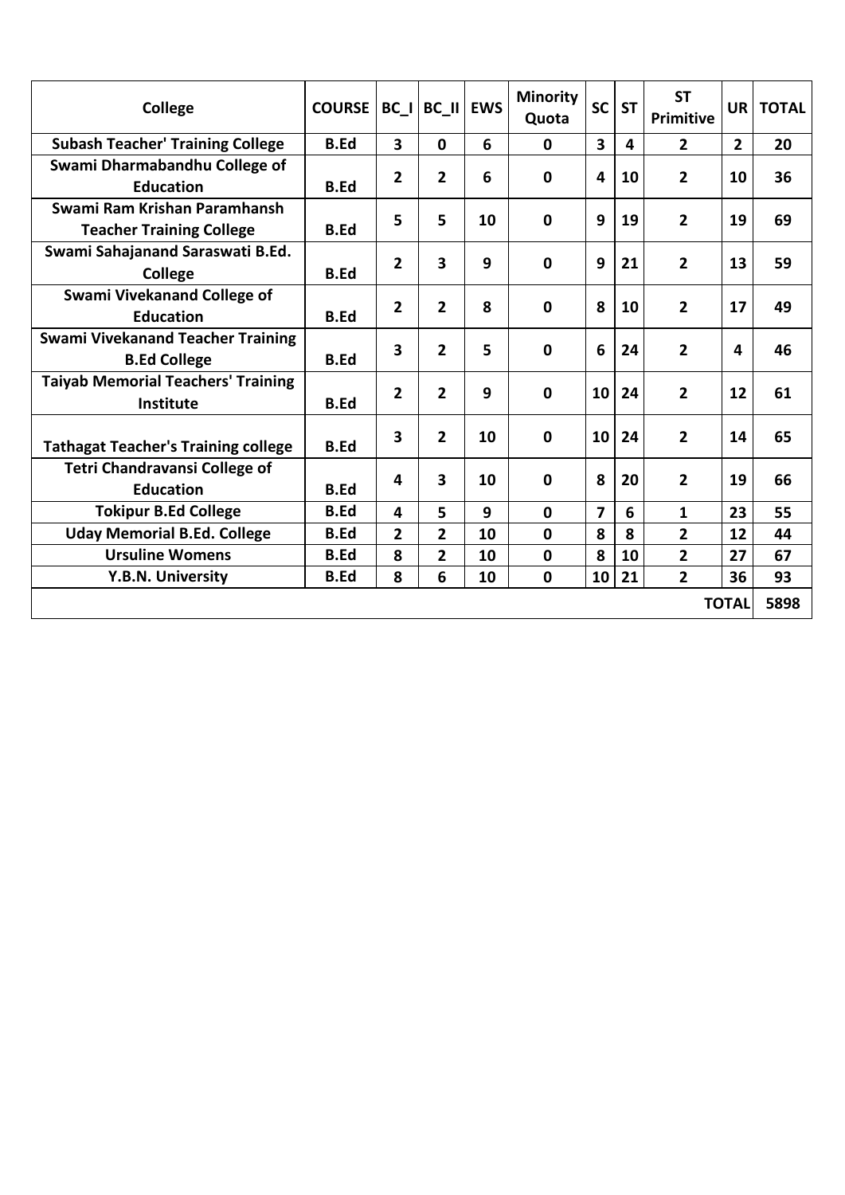| College | COURSE | BC_I | BC_II | EWS | Minority Quota | SC | ST | ST Primitive | UR | TOTAL |
|---|---|---|---|---|---|---|---|---|---|---|
| Subash Teacher' Training College | B.Ed | 3 | 0 | 6 | 0 | 3 | 4 | 2 | 2 | 20 |
| Swami Dharmabandhu College of Education | B.Ed | 2 | 2 | 6 | 0 | 4 | 10 | 2 | 10 | 36 |
| Swami Ram Krishan Paramhansh Teacher Training College | B.Ed | 5 | 5 | 10 | 0 | 9 | 19 | 2 | 19 | 69 |
| Swami Sahajanand Saraswati B.Ed. College | B.Ed | 2 | 3 | 9 | 0 | 9 | 21 | 2 | 13 | 59 |
| Swami Vivekanand College of Education | B.Ed | 2 | 2 | 8 | 0 | 8 | 10 | 2 | 17 | 49 |
| Swami Vivekanand Teacher Training B.Ed College | B.Ed | 3 | 2 | 5 | 0 | 6 | 24 | 2 | 4 | 46 |
| Taiyab Memorial Teachers' Training Institute | B.Ed | 2 | 2 | 9 | 0 | 10 | 24 | 2 | 12 | 61 |
| Tathagat Teacher's Training college | B.Ed | 3 | 2 | 10 | 0 | 10 | 24 | 2 | 14 | 65 |
| Tetri Chandravansi College of Education | B.Ed | 4 | 3 | 10 | 0 | 8 | 20 | 2 | 19 | 66 |
| Tokipur B.Ed College | B.Ed | 4 | 5 | 9 | 0 | 7 | 6 | 1 | 23 | 55 |
| Uday Memorial B.Ed. College | B.Ed | 2 | 2 | 10 | 0 | 8 | 8 | 2 | 12 | 44 |
| Ursuline Womens | B.Ed | 8 | 2 | 10 | 0 | 8 | 10 | 2 | 27 | 67 |
| Y.B.N. University | B.Ed | 8 | 6 | 10 | 0 | 10 | 21 | 2 | 36 | 93 |
| | | | | | | | | | TOTAL | 5898 |